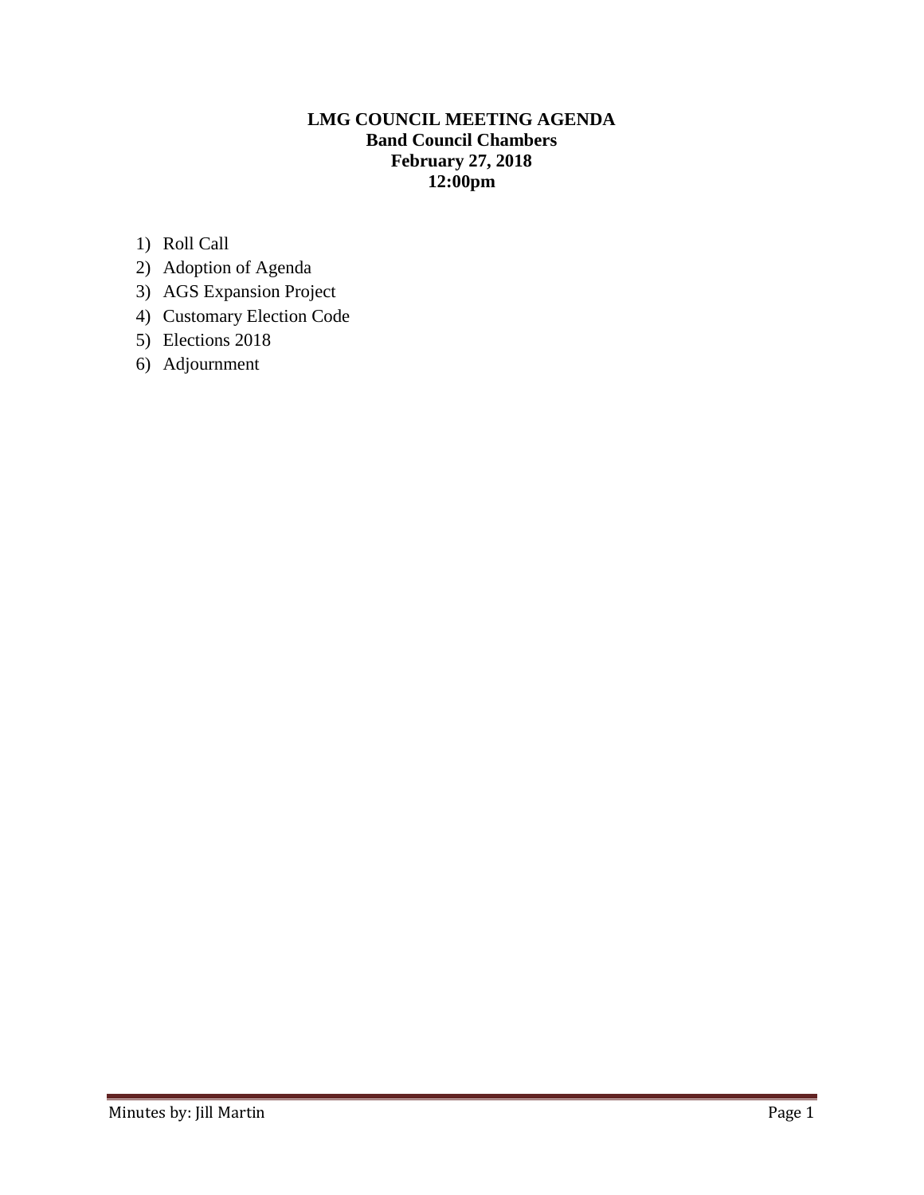**LMG COUNCIL MEETING AGENDA**
**Band Council Chambers**
**February 27, 2018**
**12:00pm**

1) Roll Call
2) Adoption of Agenda
3) AGS Expansion Project
4) Customary Election Code
5) Elections 2018
6) Adjournment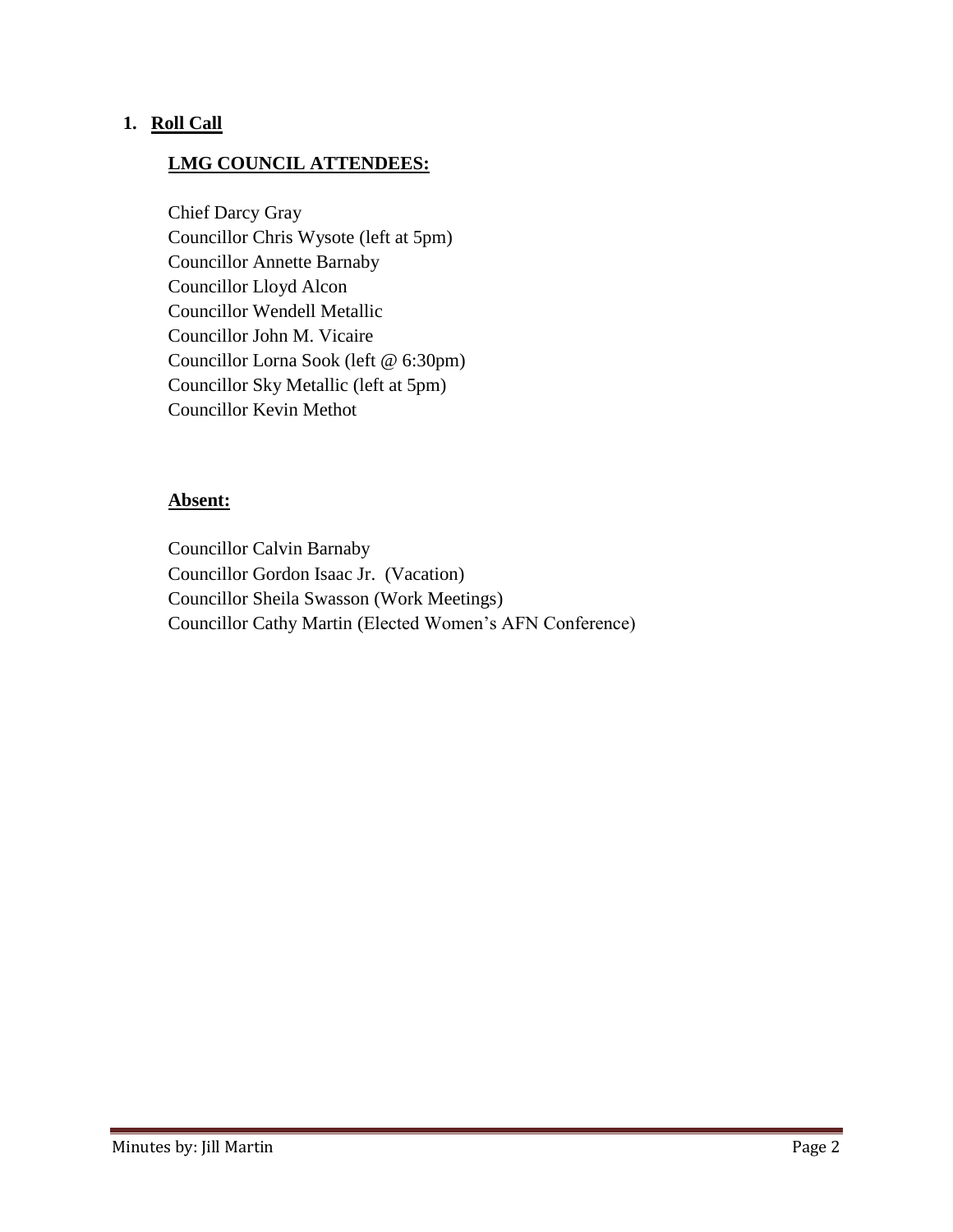## 1. Roll Call

### LMG COUNCIL ATTENDEES:

Chief Darcy Gray
Councillor Chris Wysote (left at 5pm)
Councillor Annette Barnaby
Councillor Lloyd Alcon
Councillor Wendell Metallic
Councillor John M. Vicaire
Councillor Lorna Sook (left @ 6:30pm)
Councillor Sky Metallic (left at 5pm)
Councillor Kevin Methot

### Absent:

Councillor Calvin Barnaby
Councillor Gordon Isaac Jr. (Vacation)
Councillor Sheila Swasson (Work Meetings)
Councillor Cathy Martin (Elected Women's AFN Conference)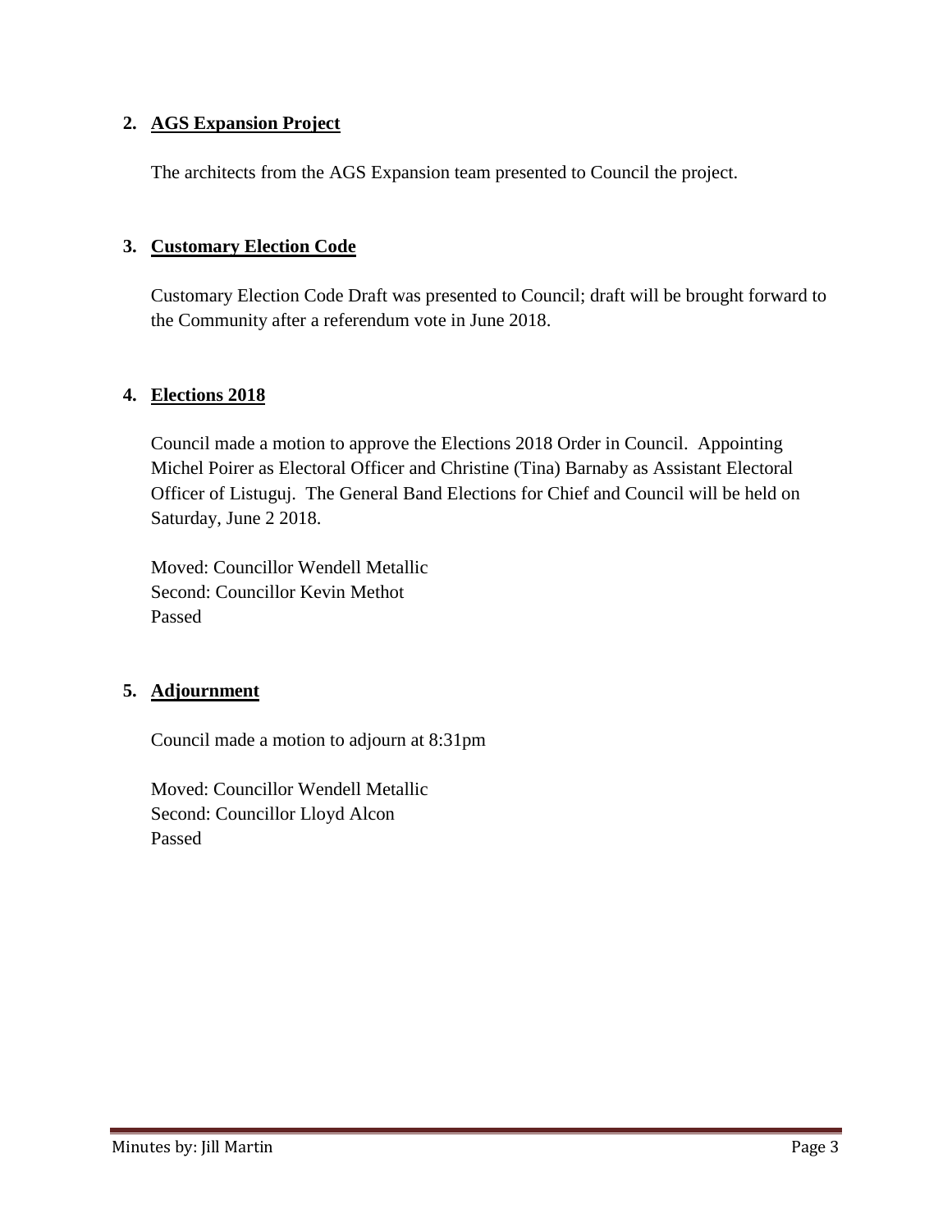2. **AGS Expansion Project**

   The architects from the AGS Expansion team presented to Council the project.

3. **Customary Election Code**

   Customary Election Code Draft was presented to Council; draft will be brought forward to the Community after a referendum vote in June 2018.

4. **Elections 2018**

   Council made a motion to approve the Elections 2018 Order in Council. Appointing Michel Poirer as Electoral Officer and Christine (Tina) Barnaby as Assistant Electoral Officer of Listuguj. The General Band Elections for Chief and Council will be held on Saturday, June 2 2018.

   Moved: Councillor Wendell Metallic
   Second: Councillor Kevin Methot
   Passed

5. **Adjournment**

   Council made a motion to adjourn at 8:31pm

   Moved: Councillor Wendell Metallic
   Second: Councillor Lloyd Alcon
   Passed

Minutes by: Jill Martin